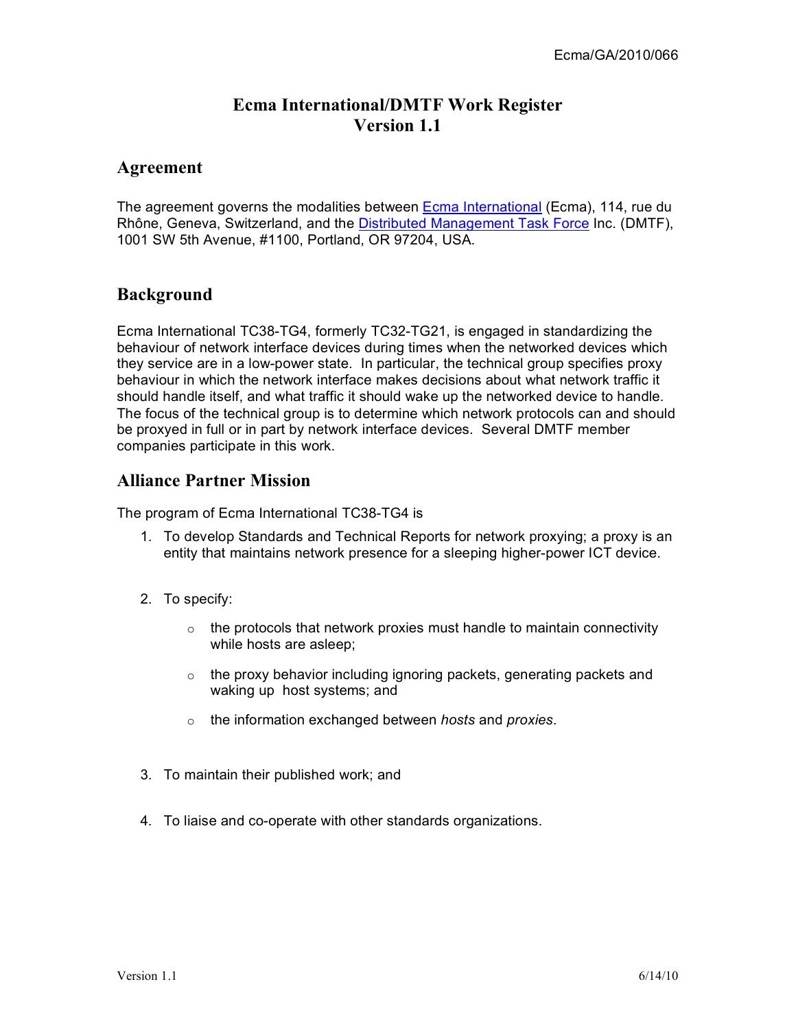Ecma/GA/2010/066

# Ecma International/DMTF Work Register
# Version 1.1

## Agreement

The agreement governs the modalities between Ecma International (Ecma), 114, rue du Rhône, Geneva, Switzerland, and the Distributed Management Task Force Inc. (DMTF), 1001 SW 5th Avenue, #1100, Portland, OR 97204, USA.

## Background

Ecma International TC38-TG4, formerly TC32-TG21, is engaged in standardizing the behaviour of network interface devices during times when the networked devices which they service are in a low-power state. In particular, the technical group specifies proxy behaviour in which the network interface makes decisions about what network traffic it should handle itself, and what traffic it should wake up the networked device to handle. The focus of the technical group is to determine which network protocols can and should be proxyed in full or in part by network interface devices. Several DMTF member companies participate in this work.

## Alliance Partner Mission

The program of Ecma International TC38-TG4 is

1. To develop Standards and Technical Reports for network proxying; a proxy is an entity that maintains network presence for a sleeping higher-power ICT device.

2. To specify:

    - the protocols that network proxies must handle to maintain connectivity while hosts are asleep;

    - the proxy behavior including ignoring packets, generating packets and waking up host systems; and

    - the information exchanged between *hosts* and *proxies*.

3. To maintain their published work; and

4. To liaise and co-operate with other standards organizations.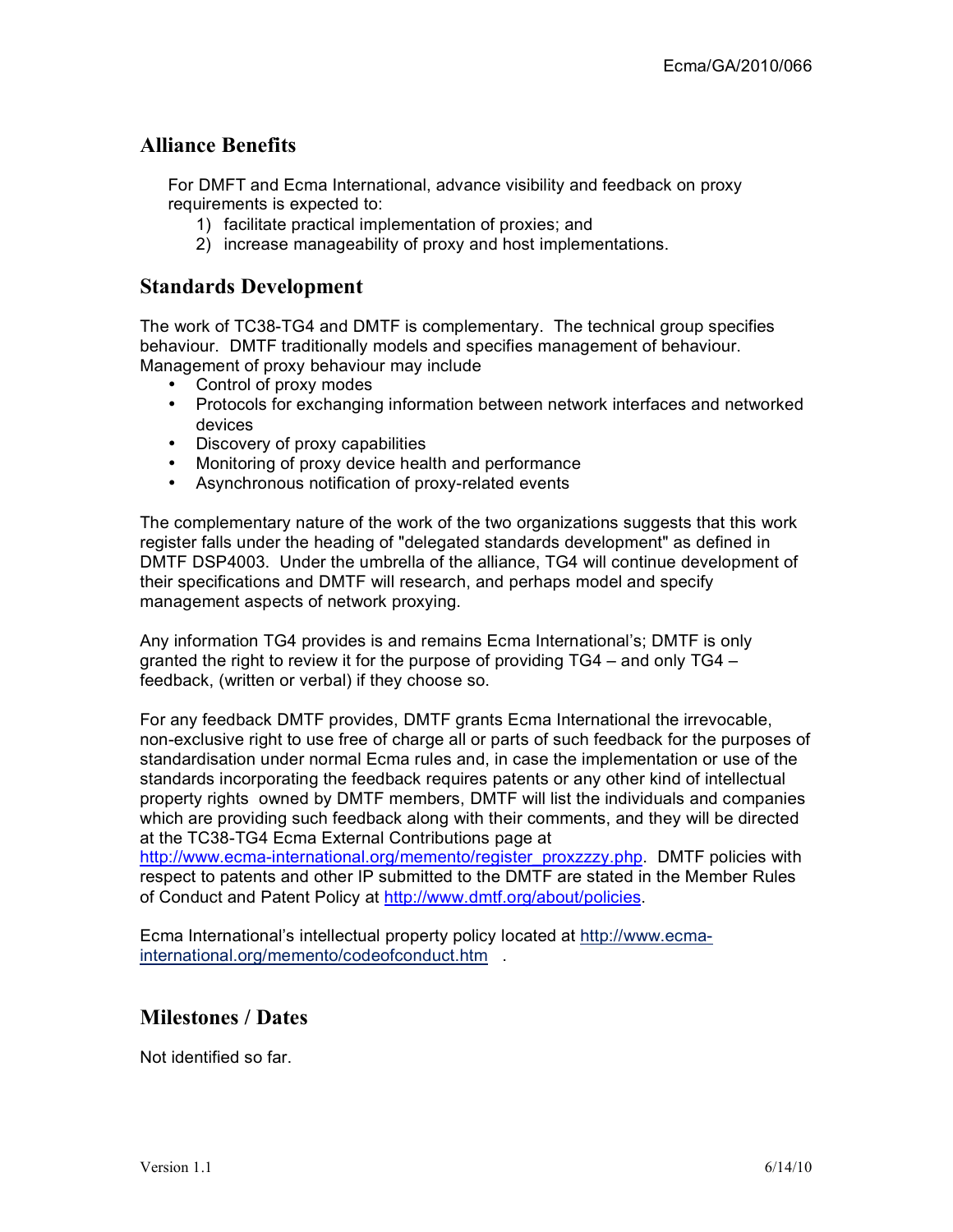## Alliance Benefits

For DMFT and Ecma International, advance visibility and feedback on proxy requirements is expected to:

1) facilitate practical implementation of proxies; and
2) increase manageability of proxy and host implementations.

## Standards Development

The work of TC38-TG4 and DMTF is complementary. The technical group specifies behaviour. DMTF traditionally models and specifies management of behaviour. Management of proxy behaviour may include

- Control of proxy modes
- Protocols for exchanging information between network interfaces and networked devices
- Discovery of proxy capabilities
- Monitoring of proxy device health and performance
- Asynchronous notification of proxy-related events

The complementary nature of the work of the two organizations suggests that this work register falls under the heading of "delegated standards development" as defined in DMTF DSP4003. Under the umbrella of the alliance, TG4 will continue development of their specifications and DMTF will research, and perhaps model and specify management aspects of network proxying.

Any information TG4 provides is and remains Ecma International's; DMTF is only granted the right to review it for the purpose of providing TG4 – and only TG4 – feedback, (written or verbal) if they choose so.

For any feedback DMTF provides, DMTF grants Ecma International the irrevocable, non-exclusive right to use free of charge all or parts of such feedback for the purposes of standardisation under normal Ecma rules and, in case the implementation or use of the standards incorporating the feedback requires patents or any other kind of intellectual property rights owned by DMTF members, DMTF will list the individuals and companies which are providing such feedback along with their comments, and they will be directed at the TC38-TG4 Ecma External Contributions page at http://www.ecma-international.org/memento/register_proxzzzy.php. DMTF policies with respect to patents and other IP submitted to the DMTF are stated in the Member Rules of Conduct and Patent Policy at http://www.dmtf.org/about/policies.

Ecma International's intellectual property policy located at http://www.ecma-international.org/memento/codeofconduct.htm .

## Milestones / Dates

Not identified so far.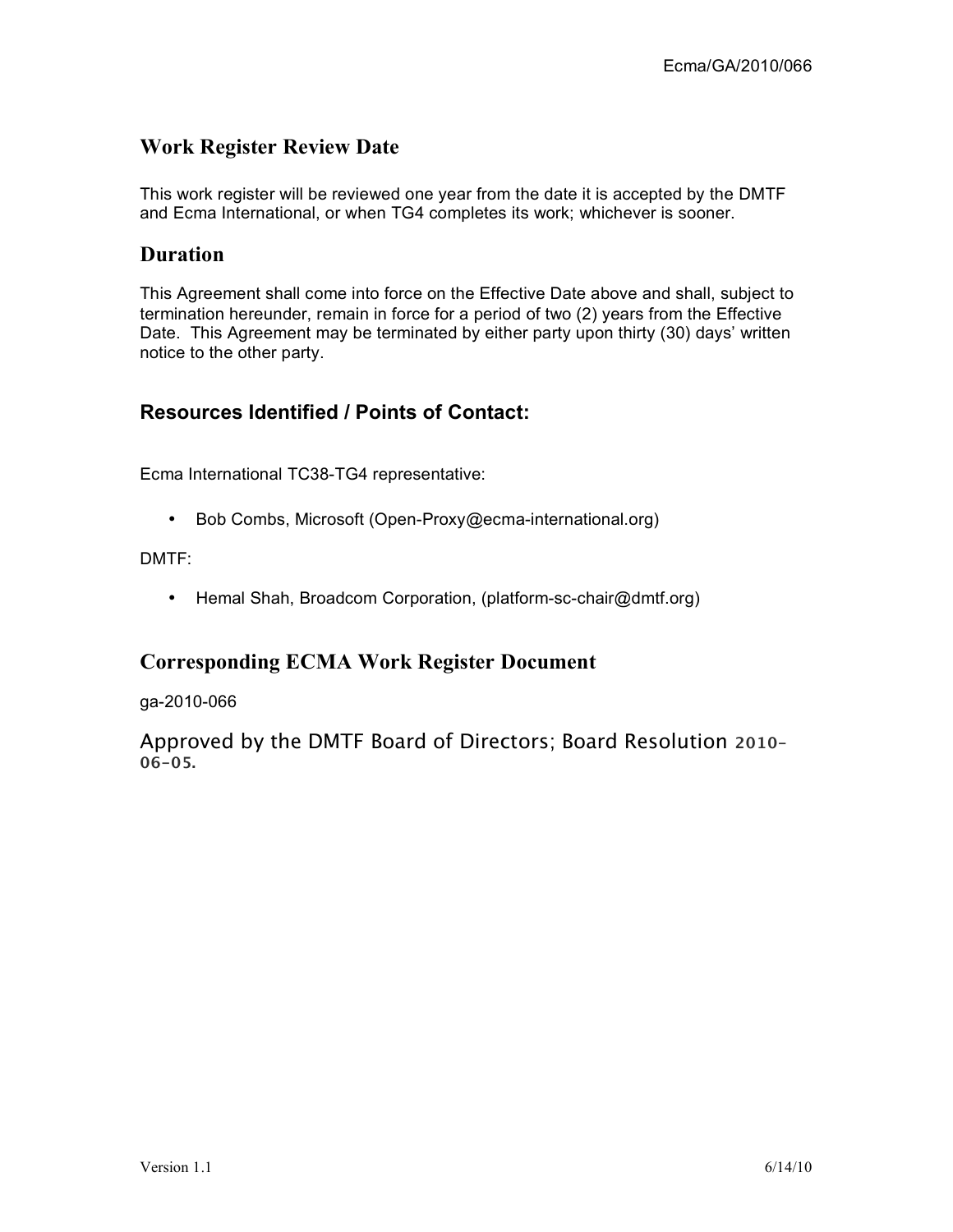## Work Register Review Date

This work register will be reviewed one year from the date it is accepted by the DMTF and Ecma International, or when TG4 completes its work; whichever is sooner.

## Duration

This Agreement shall come into force on the Effective Date above and shall, subject to termination hereunder, remain in force for a period of two (2) years from the Effective Date. This Agreement may be terminated by either party upon thirty (30) days' written notice to the other party.

## Resources Identified / Points of Contact:

Ecma International TC38-TG4 representative:

- Bob Combs, Microsoft (Open-Proxy@ecma-international.org)

DMTF:

- Hemal Shah, Broadcom Corporation, (platform-sc-chair@dmtf.org)

## Corresponding ECMA Work Register Document

ga-2010-066

Approved by the DMTF Board of Directors; Board Resolution 2010-06-05.